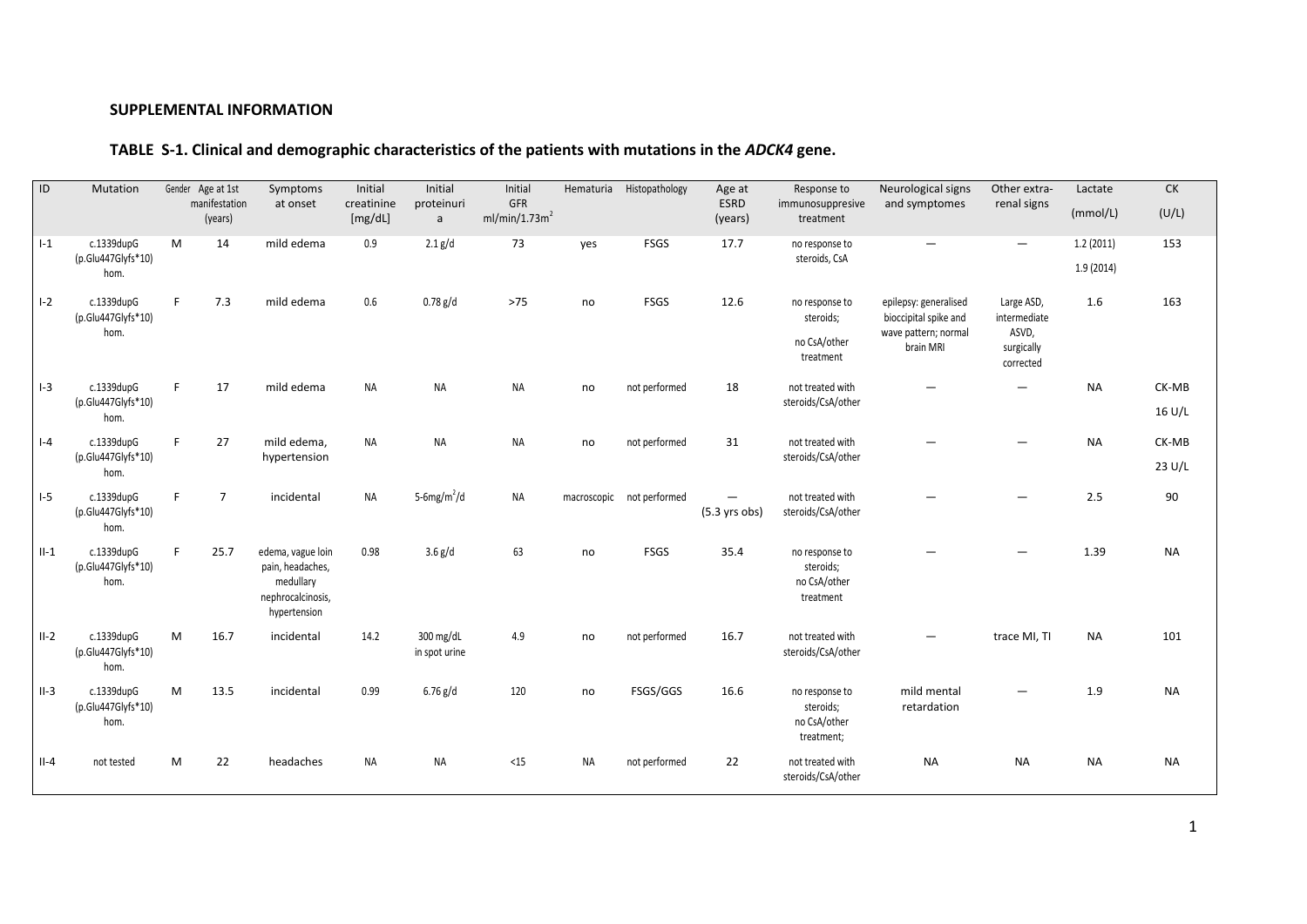## SUPPLEMENTAL INFORMATION

### TABLE S-1. Clinical and demographic characteristics of the patients with mutations in the *ADCK4* gene.

| ID | Mutation | Gender | Age at 1st manifestation (years) | Symptoms at onset | Initial creatinine [mg/dL] | Initial proteinuria | Initial GFR ml/min/1.73m$^2$ | Hematuria | Histopathology | Age at ESRD (years) | Response to immunosuppresive treatment | Neurological signs and symptomes | Other extra-renal signs | Lactate (mmol/L) | CK (U/L) |
|---|---|---|---|---|---|---|---|---|---|---|---|---|---|---|---|
| I-1 | c.1339dupG (p.Glu447Glyfs*10) hom. | M | 14 | mild edema | 0.9 | 2.1 g/d | 73 | yes | FSGS | 17.7 | no response to steroids, CsA | — | — | 1.2 (2011) 1.9 (2014) | 153 |
| I-2 | c.1339dupG (p.Glu447Glyfs*10) hom. | F | 7.3 | mild edema | 0.6 | 0.78 g/d | >75 | no | FSGS | 12.6 | no response to steroids; no CsA/other treatment | epilepsy: generalised bioccipital spike and wave pattern; normal brain MRI | Large ASD, intermediate ASVD, surgically corrected | 1.6 | 163 |
| I-3 | c.1339dupG (p.Glu447Glyfs*10) hom. | F | 17 | mild edema | NA | NA | NA | no | not performed | 18 | not treated with steroids/CsA/other | — | — | NA | CK-MB 16 U/L |
| I-4 | c.1339dupG (p.Glu447Glyfs*10) hom. | F | 27 | mild edema, hypertension | NA | NA | NA | no | not performed | 31 | not treated with steroids/CsA/other | — | — | NA | CK-MB 23 U/L |
| I-5 | c.1339dupG (p.Glu447Glyfs*10) hom. | F | 7 | incidental | NA | 5-6mg/m$^2$/d | NA | macroscopic | not performed | — (5.3 yrs obs) | not treated with steroids/CsA/other | — | — | 2.5 | 90 |
| II-1 | c.1339dupG (p.Glu447Glyfs*10) hom. | F | 25.7 | edema, vague loin pain, headaches, medullary nephrocalcinosis, hypertension | 0.98 | 3.6 g/d | 63 | no | FSGS | 35.4 | no response to steroids; no CsA/other treatment | — | — | 1.39 | NA |
| II-2 | c.1339dupG (p.Glu447Glyfs*10) hom. | M | 16.7 | incidental | 14.2 | 300 mg/dL in spot urine | 4.9 | no | not performed | 16.7 | not treated with steroids/CsA/other | — | trace MI, TI | NA | 101 |
| II-3 | c.1339dupG (p.Glu447Glyfs*10) hom. | M | 13.5 | incidental | 0.99 | 6.76 g/d | 120 | no | FSGS/GGS | 16.6 | no response to steroids; no CsA/other treatment; | mild mental retardation | — | 1.9 | NA |
| II-4 | not tested | M | 22 | headaches | NA | NA | <15 | NA | not performed | 22 | not treated with steroids/CsA/other | NA | NA | NA | NA |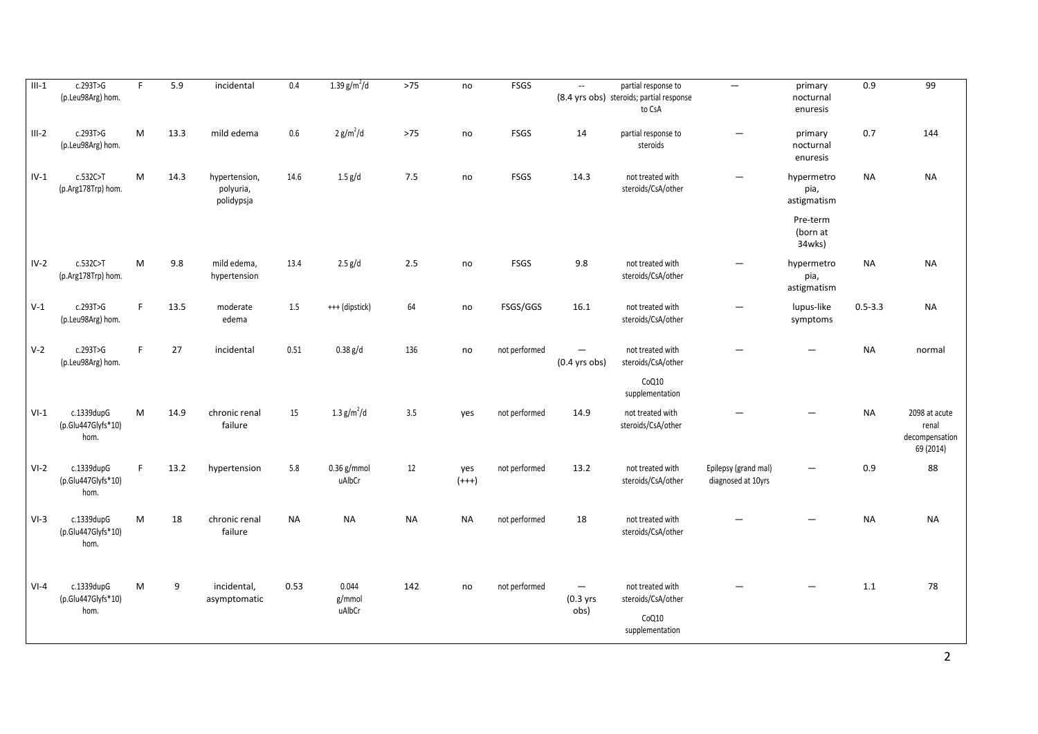| III-1 | c.293T>G (p.Leu98Arg) hom. | F | 5.9 | incidental | 0.4 | 1.39 g/m$^2$/d | >75 | no | FSGS | -- (8.4 yrs obs) | partial response to steroids; partial response to CsA | — | primary nocturnal enuresis | 0.9 | 99 |
|---|---|---|---|---|---|---|---|---|---|---|---|---|---|---|---|
| III-2 | c.293T>G (p.Leu98Arg) hom. | M | 13.3 | mild edema | 0.6 | 2 g/m$^2$/d | >75 | no | FSGS | 14 | partial response to steroids | — | primary nocturnal enuresis | 0.7 | 144 |
| IV-1 | c.532C>T (p.Arg178Trp) hom. | M | 14.3 | hypertension, polyuria, polydypsja | 14.6 | 1.5 g/d | 7.5 | no | FSGS | 14.3 | not treated with steroids/CsA/other | — | hypermetropia, astigmatism Pre-term (born at 34wks) | NA | NA |
| IV-2 | c.532C>T (p.Arg178Trp) hom. | M | 9.8 | mild edema, hypertension | 13.4 | 2.5 g/d | 2.5 | no | FSGS | 9.8 | not treated with steroids/CsA/other | — | hypermetropia, astigmatism | NA | NA |
| V-1 | c.293T>G (p.Leu98Arg) hom. | F | 13.5 | moderate edema | 1.5 | +++ (dipstick) | 64 | no | FSGS/GGS | 16.1 | not treated with steroids/CsA/other | — | lupus-like symptoms | 0.5-3.3 | NA |
| V-2 | c.293T>G (p.Leu98Arg) hom. | F | 27 | incidental | 0.51 | 0.38 g/d | 136 | no | not performed | — (0.4 yrs obs) | not treated with steroids/CsA/other CoQ10 supplementation | — | — | NA | normal |
| VI-1 | c.1339dupG (p.Glu447Glyfs*10) hom. | M | 14.9 | chronic renal failure | 15 | 1.3 g/m$^2$/d | 3.5 | yes | not performed | 14.9 | not treated with steroids/CsA/other | — | — | NA | 2098 at acute renal decompensation 69 (2014) |
| VI-2 | c.1339dupG (p.Glu447Glyfs*10) hom. | F | 13.2 | hypertension | 5.8 | 0.36 g/mmol uAlbCr | 12 | yes (+++) | not performed | 13.2 | not treated with steroids/CsA/other | Epilepsy (grand mal) diagnosed at 10yrs | — | 0.9 | 88 |
| VI-3 | c.1339dupG (p.Glu447Glyfs*10) hom. | M | 18 | chronic renal failure | NA | NA | NA | NA | not performed | 18 | not treated with steroids/CsA/other | — | — | NA | NA |
| VI-4 | c.1339dupG (p.Glu447Glyfs*10) hom. | M | 9 | incidental, asymptomatic | 0.53 | 0.044 g/mmol uAlbCr | 142 | no | not performed | — (0.3 yrs obs) | not treated with steroids/CsA/other CoQ10 supplementation | — | — | 1.1 | 78 |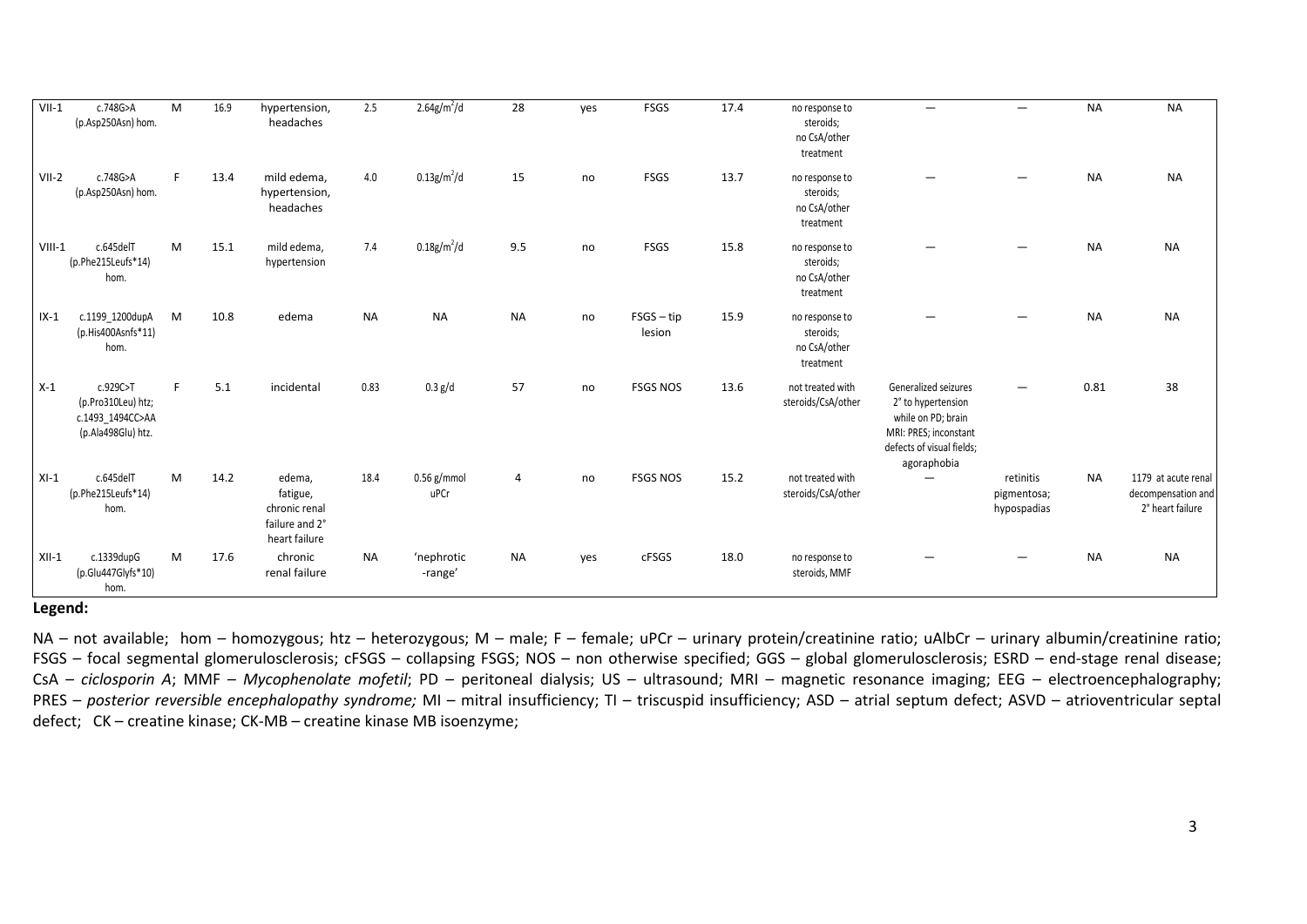| | | | | | | | | | | | | | | | |
|---|---|---|---|---|---|---|---|---|---|---|---|---|---|---|---|
| VII-1 | c.748G>A (p.Asp250Asn) hom. | M | 16.9 | hypertension, headaches | 2.5 | 2.64g/m$^2$/d | 28 | yes | FSGS | 17.4 | no response to steroids; no CsA/other treatment | — | — | NA | NA |
| VII-2 | c.748G>A (p.Asp250Asn) hom. | F | 13.4 | mild edema, hypertension, headaches | 4.0 | 0.13g/m$^2$/d | 15 | no | FSGS | 13.7 | no response to steroids; no CsA/other treatment | — | — | NA | NA |
| VIII-1 | c.645delT (p.Phe215Leufs*14) hom. | M | 15.1 | mild edema, hypertension | 7.4 | 0.18g/m$^2$/d | 9.5 | no | FSGS | 15.8 | no response to steroids; no CsA/other treatment | — | — | NA | NA |
| IX-1 | c.1199_1200dupA (p.His400Asnfs*11) hom. | M | 10.8 | edema | NA | NA | NA | no | FSGS – tip lesion | 15.9 | no response to steroids; no CsA/other treatment | — | — | NA | NA |
| X-1 | c.929C>T (p.Pro310Leu) htz; c.1493_1494CC>AA (p.Ala498Glu) htz. | F | 5.1 | incidental | 0.83 | 0.3 g/d | 57 | no | FSGS NOS | 13.6 | not treated with steroids/CsA/other | Generalized seizures 2° to hypertension while on PD; brain MRI: PRES; inconstant defects of visual fields; agoraphobia | — | 0.81 | 38 |
| XI-1 | c.645delT (p.Phe215Leufs*14) hom. | M | 14.2 | edema, fatigue, chronic renal failure and 2° heart failure | 18.4 | 0.56 g/mmol uPCr | 4 | no | FSGS NOS | 15.2 | not treated with steroids/CsA/other | — | retinitis pigmentosa; hypospadias | NA | 1179 at acute renal decompensation and 2° heart failure |
| XII-1 | c.1339dupG (p.Glu447Glyfs*10) hom. | M | 17.6 | chronic renal failure | NA | 'nephrotic -range' | NA | yes | cFSGS | 18.0 | no response to steroids, MMF | — | — | NA | NA |

**Legend:**

NA – not available; hom – homozygous; htz – heterozygous; M – male; F – female; uPCr – urinary protein/creatinine ratio; uAlbCr – urinary albumin/creatinine ratio; FSGS – focal segmental glomerulosclerosis; cFSGS – collapsing FSGS; NOS – non otherwise specified; GGS – global glomerulosclerosis; ESRD – end-stage renal disease; CsA – *ciclosporin A*; MMF – *Mycophenolate mofetil*; PD – peritoneal dialysis; US – ultrasound; MRI – magnetic resonance imaging; EEG – electroencephalography; PRES – *posterior reversible encephalopathy syndrome;* MI – mitral insufficiency; TI – triscuspid insufficiency; ASD – atrial septum defect; ASVD – atrioventricular septal defect; CK – creatine kinase; CK-MB – creatine kinase MB isoenzyme;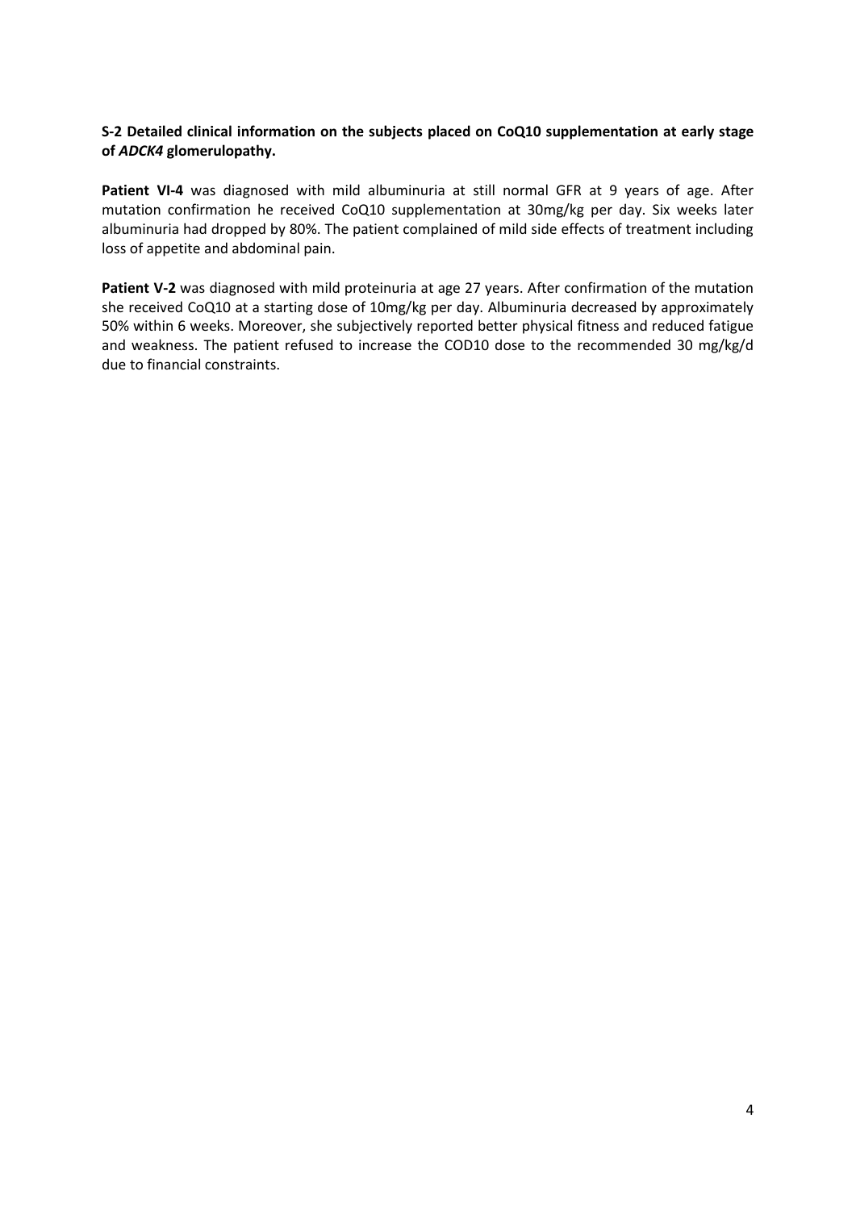**S-2 Detailed clinical information on the subjects placed on CoQ10 supplementation at early stage of *ADCK4* glomerulopathy.**

**Patient VI-4** was diagnosed with mild albuminuria at still normal GFR at 9 years of age. After mutation confirmation he received CoQ10 supplementation at 30mg/kg per day. Six weeks later albuminuria had dropped by 80%. The patient complained of mild side effects of treatment including loss of appetite and abdominal pain.

**Patient V-2** was diagnosed with mild proteinuria at age 27 years. After confirmation of the mutation she received CoQ10 at a starting dose of 10mg/kg per day. Albuminuria decreased by approximately 50% within 6 weeks. Moreover, she subjectively reported better physical fitness and reduced fatigue and weakness. The patient refused to increase the COD10 dose to the recommended 30 mg/kg/d due to financial constraints.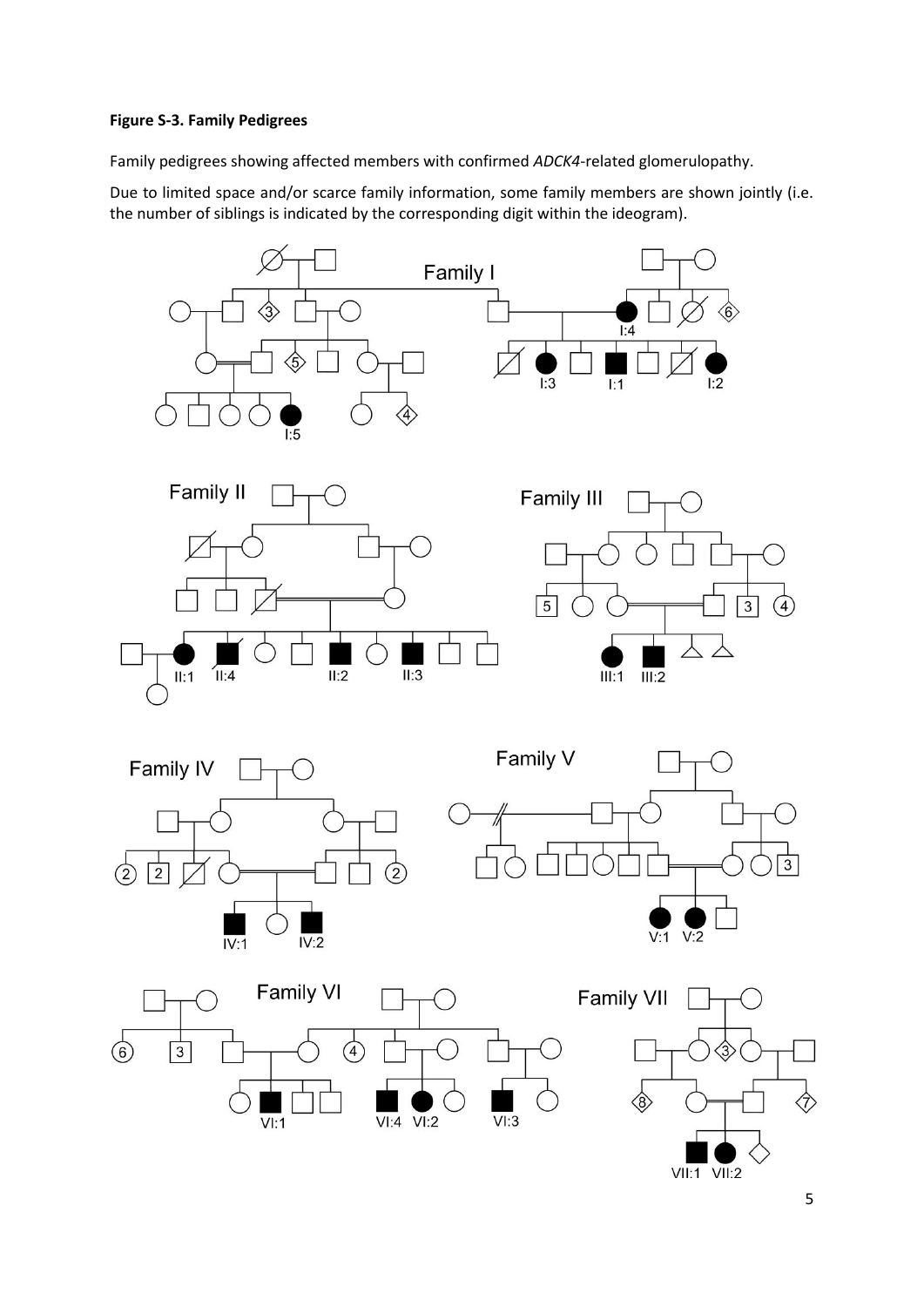**Figure S-3. Family Pedigrees**

Family pedigrees showing affected members with confirmed *ADCK4*-related glomerulopathy.

Due to limited space and/or scarce family information, some family members are shown jointly (i.e. the number of siblings is indicated by the corresponding digit within the ideogram).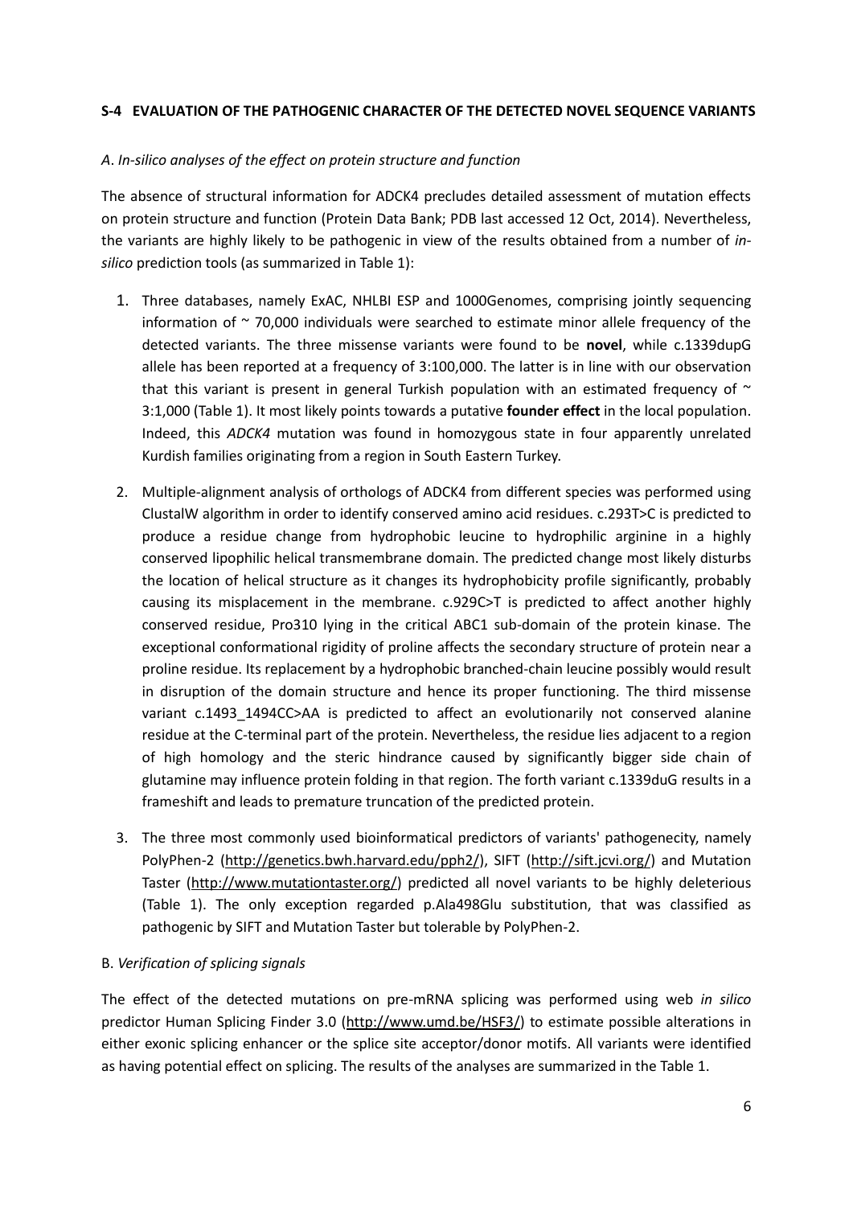**S-4 EVALUATION OF THE PATHOGENIC CHARACTER OF THE DETECTED NOVEL SEQUENCE VARIANTS**

*A. In-silico analyses of the effect on protein structure and function*

The absence of structural information for ADCK4 precludes detailed assessment of mutation effects on protein structure and function (Protein Data Bank; PDB last accessed 12 Oct, 2014). Nevertheless, the variants are highly likely to be pathogenic in view of the results obtained from a number of *in-silico* prediction tools (as summarized in Table 1):

1. Three databases, namely ExAC, NHLBI ESP and 1000Genomes, comprising jointly sequencing information of ~ 70,000 individuals were searched to estimate minor allele frequency of the detected variants. The three missense variants were found to be **novel**, while c.1339dupG allele has been reported at a frequency of 3:100,000. The latter is in line with our observation that this variant is present in general Turkish population with an estimated frequency of ~ 3:1,000 (Table 1). It most likely points towards a putative **founder effect** in the local population. Indeed, this *ADCK4* mutation was found in homozygous state in four apparently unrelated Kurdish families originating from a region in South Eastern Turkey.

2. Multiple-alignment analysis of orthologs of ADCK4 from different species was performed using ClustalW algorithm in order to identify conserved amino acid residues. c.293T>C is predicted to produce a residue change from hydrophobic leucine to hydrophilic arginine in a highly conserved lipophilic helical transmembrane domain. The predicted change most likely disturbs the location of helical structure as it changes its hydrophobicity profile significantly, probably causing its misplacement in the membrane. c.929C>T is predicted to affect another highly conserved residue, Pro310 lying in the critical ABC1 sub-domain of the protein kinase. The exceptional conformational rigidity of proline affects the secondary structure of protein near a proline residue. Its replacement by a hydrophobic branched-chain leucine possibly would result in disruption of the domain structure and hence its proper functioning. The third missense variant c.1493_1494CC>AA is predicted to affect an evolutionarily not conserved alanine residue at the C-terminal part of the protein. Nevertheless, the residue lies adjacent to a region of high homology and the steric hindrance caused by significantly bigger side chain of glutamine may influence protein folding in that region. The forth variant c.1339duG results in a frameshift and leads to premature truncation of the predicted protein.

3. The three most commonly used bioinformatical predictors of variants' pathogenecity, namely PolyPhen-2 (http://genetics.bwh.harvard.edu/pph2/), SIFT (http://sift.jcvi.org/) and Mutation Taster (http://www.mutationtaster.org/) predicted all novel variants to be highly deleterious (Table 1). The only exception regarded p.Ala498Glu substitution, that was classified as pathogenic by SIFT and Mutation Taster but tolerable by PolyPhen-2.

B. *Verification of splicing signals*

The effect of the detected mutations on pre-mRNA splicing was performed using web *in silico* predictor Human Splicing Finder 3.0 (http://www.umd.be/HSF3/) to estimate possible alterations in either exonic splicing enhancer or the splice site acceptor/donor motifs. All variants were identified as having potential effect on splicing. The results of the analyses are summarized in the Table 1.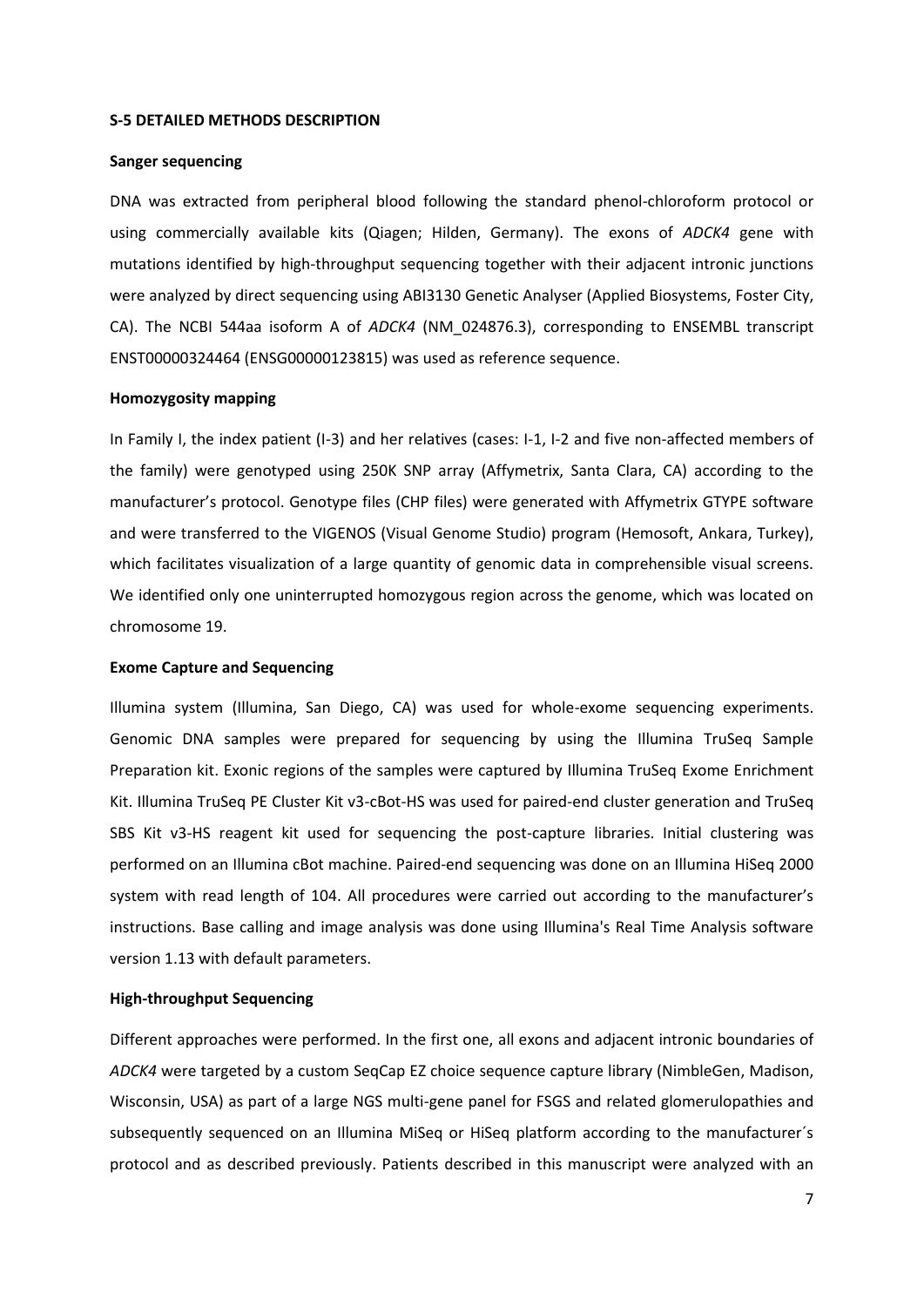**S-5 DETAILED METHODS DESCRIPTION**

**Sanger sequencing**

DNA was extracted from peripheral blood following the standard phenol-chloroform protocol or using commercially available kits (Qiagen; Hilden, Germany). The exons of *ADCK4* gene with mutations identified by high-throughput sequencing together with their adjacent intronic junctions were analyzed by direct sequencing using ABI3130 Genetic Analyser (Applied Biosystems, Foster City, CA). The NCBI 544aa isoform A of *ADCK4* (NM_024876.3), corresponding to ENSEMBL transcript ENST00000324464 (ENSG00000123815) was used as reference sequence.

**Homozygosity mapping**

In Family I, the index patient (I-3) and her relatives (cases: I-1, I-2 and five non-affected members of the family) were genotyped using 250K SNP array (Affymetrix, Santa Clara, CA) according to the manufacturer's protocol. Genotype files (CHP files) were generated with Affymetrix GTYPE software and were transferred to the VIGENOS (Visual Genome Studio) program (Hemosoft, Ankara, Turkey), which facilitates visualization of a large quantity of genomic data in comprehensible visual screens. We identified only one uninterrupted homozygous region across the genome, which was located on chromosome 19.

**Exome Capture and Sequencing**

Illumina system (Illumina, San Diego, CA) was used for whole-exome sequencing experiments. Genomic DNA samples were prepared for sequencing by using the Illumina TruSeq Sample Preparation kit. Exonic regions of the samples were captured by Illumina TruSeq Exome Enrichment Kit. Illumina TruSeq PE Cluster Kit v3-cBot-HS was used for paired-end cluster generation and TruSeq SBS Kit v3-HS reagent kit used for sequencing the post-capture libraries. Initial clustering was performed on an Illumina cBot machine. Paired-end sequencing was done on an Illumina HiSeq 2000 system with read length of 104. All procedures were carried out according to the manufacturer's instructions. Base calling and image analysis was done using Illumina's Real Time Analysis software version 1.13 with default parameters.

**High-throughput Sequencing**

Different approaches were performed. In the first one, all exons and adjacent intronic boundaries of *ADCK4* were targeted by a custom SeqCap EZ choice sequence capture library (NimbleGen, Madison, Wisconsin, USA) as part of a large NGS multi-gene panel for FSGS and related glomerulopathies and subsequently sequenced on an Illumina MiSeq or HiSeq platform according to the manufacturer´s protocol and as described previously. Patients described in this manuscript were analyzed with an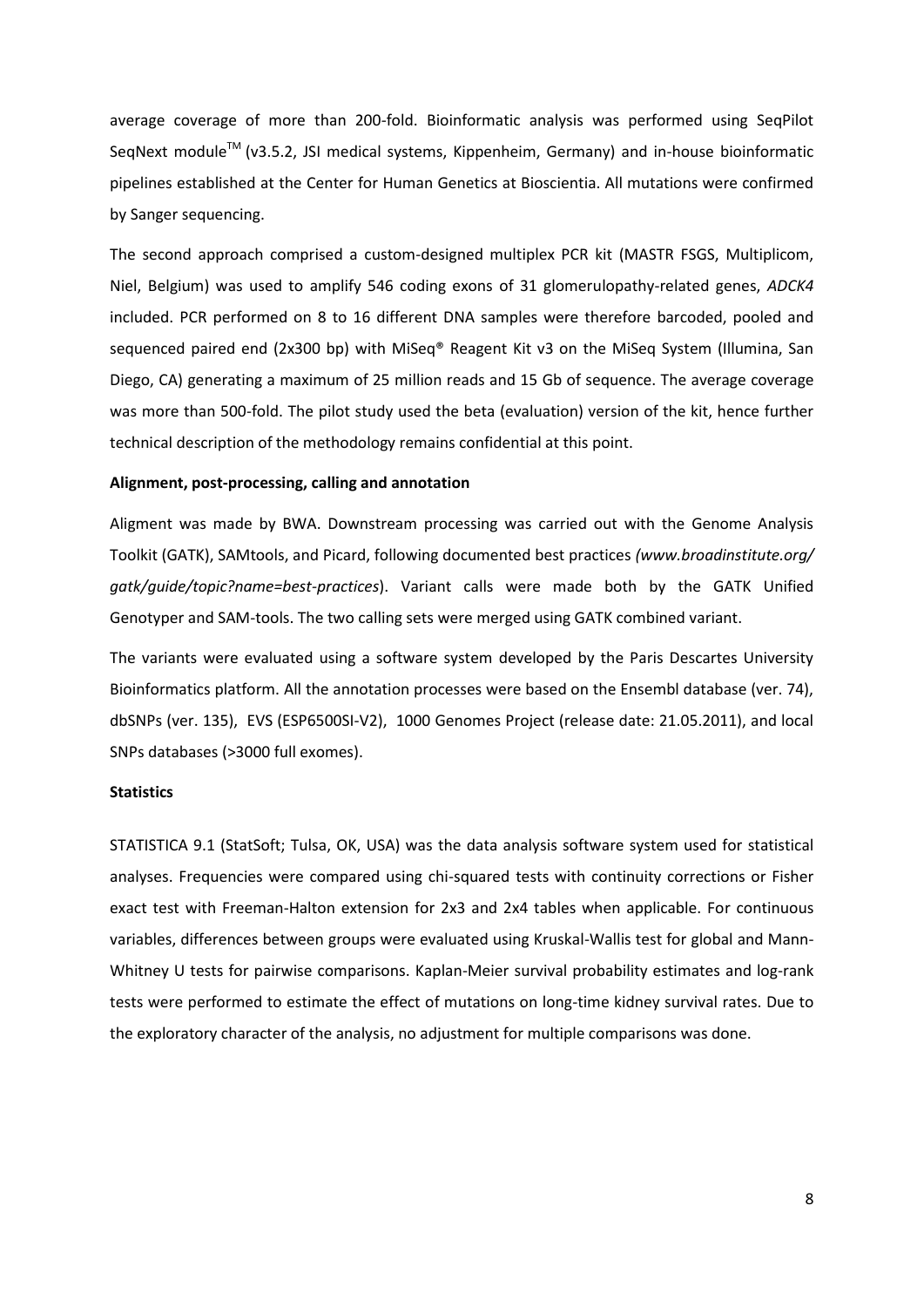average coverage of more than 200-fold. Bioinformatic analysis was performed using SeqPilot SeqNext module™ (v3.5.2, JSI medical systems, Kippenheim, Germany) and in-house bioinformatic pipelines established at the Center for Human Genetics at Bioscientia. All mutations were confirmed by Sanger sequencing.

The second approach comprised a custom-designed multiplex PCR kit (MASTR FSGS, Multiplicom, Niel, Belgium) was used to amplify 546 coding exons of 31 glomerulopathy-related genes, *ADCK4* included. PCR performed on 8 to 16 different DNA samples were therefore barcoded, pooled and sequenced paired end (2x300 bp) with MiSeq® Reagent Kit v3 on the MiSeq System (Illumina, San Diego, CA) generating a maximum of 25 million reads and 15 Gb of sequence. The average coverage was more than 500-fold. The pilot study used the beta (evaluation) version of the kit, hence further technical description of the methodology remains confidential at this point.

**Alignment, post-processing, calling and annotation**

Aligment was made by BWA. Downstream processing was carried out with the Genome Analysis Toolkit (GATK), SAMtools, and Picard, following documented best practices *(www.broadinstitute.org/gatk/guide/topic?name=best-practices*). Variant calls were made both by the GATK Unified Genotyper and SAM-tools. The two calling sets were merged using GATK combined variant.

The variants were evaluated using a software system developed by the Paris Descartes University Bioinformatics platform. All the annotation processes were based on the Ensembl database (ver. 74), dbSNPs (ver. 135), EVS (ESP6500SI-V2), 1000 Genomes Project (release date: 21.05.2011), and local SNPs databases (>3000 full exomes).

**Statistics**

STATISTICA 9.1 (StatSoft; Tulsa, OK, USA) was the data analysis software system used for statistical analyses. Frequencies were compared using chi-squared tests with continuity corrections or Fisher exact test with Freeman-Halton extension for 2x3 and 2x4 tables when applicable. For continuous variables, differences between groups were evaluated using Kruskal-Wallis test for global and Mann-Whitney U tests for pairwise comparisons. Kaplan-Meier survival probability estimates and log-rank tests were performed to estimate the effect of mutations on long-time kidney survival rates. Due to the exploratory character of the analysis, no adjustment for multiple comparisons was done.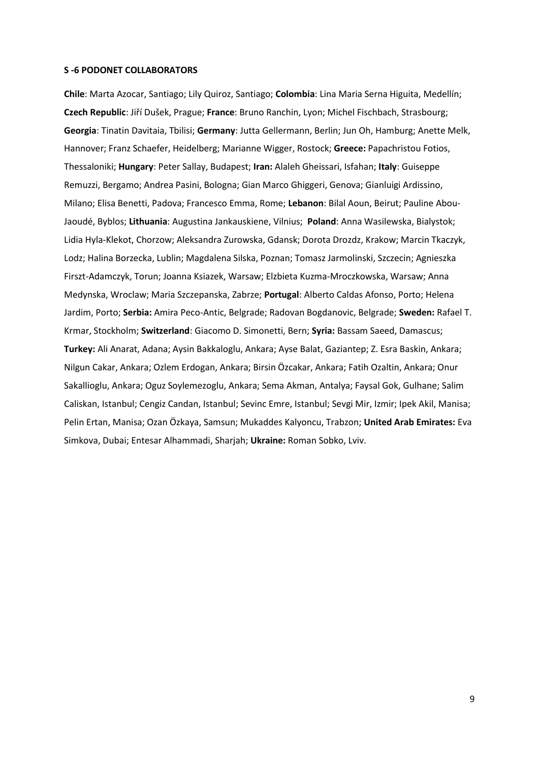**S -6 PODONET COLLABORATORS**

**Chile**: Marta Azocar, Santiago; Lily Quiroz, Santiago; **Colombia**: Lina Maria Serna Higuita, Medellín; **Czech Republic**: Jiří Dušek, Prague; **France**: Bruno Ranchin, Lyon; Michel Fischbach, Strasbourg; **Georgia**: Tinatin Davitaia, Tbilisi; **Germany**: Jutta Gellermann, Berlin; Jun Oh, Hamburg; Anette Melk, Hannover; Franz Schaefer, Heidelberg; Marianne Wigger, Rostock; **Greece:** Papachristou Fotios, Thessaloniki; **Hungary**: Peter Sallay, Budapest; **Iran:** Alaleh Gheissari, Isfahan; **Italy**: Guiseppe Remuzzi, Bergamo; Andrea Pasini, Bologna; Gian Marco Ghiggeri, Genova; Gianluigi Ardissino, Milano; Elisa Benetti, Padova; Francesco Emma, Rome; **Lebanon**: Bilal Aoun, Beirut; Pauline Abou-Jaoudé, Byblos; **Lithuania**: Augustina Jankauskiene, Vilnius; **Poland**: Anna Wasilewska, Bialystok; Lidia Hyla-Klekot, Chorzow; Aleksandra Zurowska, Gdansk; Dorota Drozdz, Krakow; Marcin Tkaczyk, Lodz; Halina Borzecka, Lublin; Magdalena Silska, Poznan; Tomasz Jarmolinski, Szczecin; Agnieszka Firszt-Adamczyk, Torun; Joanna Ksiazek, Warsaw; Elzbieta Kuzma-Mroczkowska, Warsaw; Anna Medynska, Wroclaw; Maria Szczepanska, Zabrze; **Portugal**: Alberto Caldas Afonso, Porto; Helena Jardim, Porto; **Serbia:** Amira Peco-Antic, Belgrade; Radovan Bogdanovic, Belgrade; **Sweden:** Rafael T. Krmar, Stockholm; **Switzerland**: Giacomo D. Simonetti, Bern; **Syria:** Bassam Saeed, Damascus; **Turkey:** Ali Anarat, Adana; Aysin Bakkaloglu, Ankara; Ayse Balat, Gaziantep; Z. Esra Baskin, Ankara; Nilgun Cakar, Ankara; Ozlem Erdogan, Ankara; Birsin Özcakar, Ankara; Fatih Ozaltin, Ankara; Onur Sakallioglu, Ankara; Oguz Soylemezoglu, Ankara; Sema Akman, Antalya; Faysal Gok, Gulhane; Salim Caliskan, Istanbul; Cengiz Candan, Istanbul; Sevinc Emre, Istanbul; Sevgi Mir, Izmir; Ipek Akil, Manisa; Pelin Ertan, Manisa; Ozan Özkaya, Samsun; Mukaddes Kalyoncu, Trabzon; **United Arab Emirates:** Eva Simkova, Dubai; Entesar Alhammadi, Sharjah; **Ukraine:** Roman Sobko, Lviv.